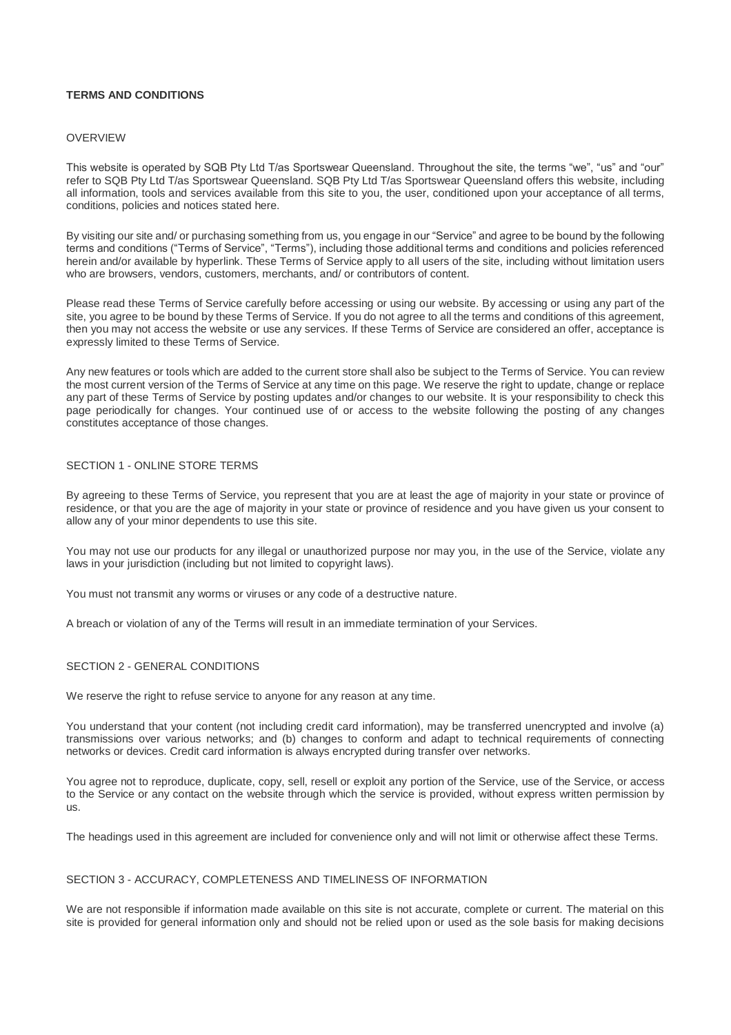**TERMS AND CONDITIONS**

OVERVIEW

This website is operated by SQB Pty Ltd T/as Sportswear Queensland. Throughout the site, the terms "we", "us" and "our" refer to SQB Pty Ltd T/as Sportswear Queensland. SQB Pty Ltd T/as Sportswear Queensland offers this website, including all information, tools and services available from this site to you, the user, conditioned upon your acceptance of all terms, conditions, policies and notices stated here.

By visiting our site and/ or purchasing something from us, you engage in our "Service" and agree to be bound by the following terms and conditions ("Terms of Service", "Terms"), including those additional terms and conditions and policies referenced herein and/or available by hyperlink. These Terms of Service apply to all users of the site, including without limitation users who are browsers, vendors, customers, merchants, and/ or contributors of content.

Please read these Terms of Service carefully before accessing or using our website. By accessing or using any part of the site, you agree to be bound by these Terms of Service. If you do not agree to all the terms and conditions of this agreement, then you may not access the website or use any services. If these Terms of Service are considered an offer, acceptance is expressly limited to these Terms of Service.

Any new features or tools which are added to the current store shall also be subject to the Terms of Service. You can review the most current version of the Terms of Service at any time on this page. We reserve the right to update, change or replace any part of these Terms of Service by posting updates and/or changes to our website. It is your responsibility to check this page periodically for changes. Your continued use of or access to the website following the posting of any changes constitutes acceptance of those changes.

SECTION 1 - ONLINE STORE TERMS

By agreeing to these Terms of Service, you represent that you are at least the age of majority in your state or province of residence, or that you are the age of majority in your state or province of residence and you have given us your consent to allow any of your minor dependents to use this site.

You may not use our products for any illegal or unauthorized purpose nor may you, in the use of the Service, violate any laws in your jurisdiction (including but not limited to copyright laws).

You must not transmit any worms or viruses or any code of a destructive nature.

A breach or violation of any of the Terms will result in an immediate termination of your Services.

SECTION 2 - GENERAL CONDITIONS

We reserve the right to refuse service to anyone for any reason at any time.

You understand that your content (not including credit card information), may be transferred unencrypted and involve (a) transmissions over various networks; and (b) changes to conform and adapt to technical requirements of connecting networks or devices. Credit card information is always encrypted during transfer over networks.

You agree not to reproduce, duplicate, copy, sell, resell or exploit any portion of the Service, use of the Service, or access to the Service or any contact on the website through which the service is provided, without express written permission by us.

The headings used in this agreement are included for convenience only and will not limit or otherwise affect these Terms.

SECTION 3 - ACCURACY, COMPLETENESS AND TIMELINESS OF INFORMATION

We are not responsible if information made available on this site is not accurate, complete or current. The material on this site is provided for general information only and should not be relied upon or used as the sole basis for making decisions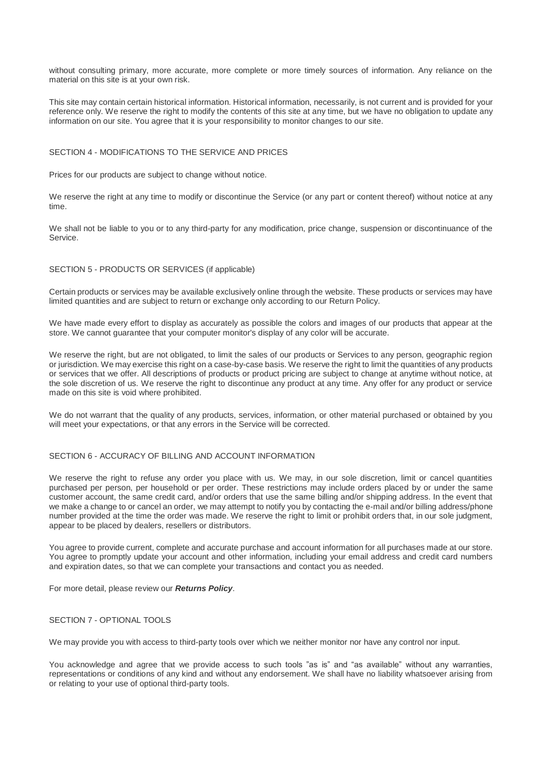without consulting primary, more accurate, more complete or more timely sources of information. Any reliance on the material on this site is at your own risk.

This site may contain certain historical information. Historical information, necessarily, is not current and is provided for your reference only. We reserve the right to modify the contents of this site at any time, but we have no obligation to update any information on our site. You agree that it is your responsibility to monitor changes to our site.

## SECTION 4 - MODIFICATIONS TO THE SERVICE AND PRICES

Prices for our products are subject to change without notice.

We reserve the right at any time to modify or discontinue the Service (or any part or content thereof) without notice at any time.

We shall not be liable to you or to any third-party for any modification, price change, suspension or discontinuance of the Service.

## SECTION 5 - PRODUCTS OR SERVICES (if applicable)

Certain products or services may be available exclusively online through the website. These products or services may have limited quantities and are subject to return or exchange only according to our Return Policy.

We have made every effort to display as accurately as possible the colors and images of our products that appear at the store. We cannot guarantee that your computer monitor's display of any color will be accurate.

We reserve the right, but are not obligated, to limit the sales of our products or Services to any person, geographic region or jurisdiction. We may exercise this right on a case-by-case basis. We reserve the right to limit the quantities of any products or services that we offer. All descriptions of products or product pricing are subject to change at anytime without notice, at the sole discretion of us. We reserve the right to discontinue any product at any time. Any offer for any product or service made on this site is void where prohibited.

We do not warrant that the quality of any products, services, information, or other material purchased or obtained by you will meet your expectations, or that any errors in the Service will be corrected.

## SECTION 6 - ACCURACY OF BILLING AND ACCOUNT INFORMATION

We reserve the right to refuse any order you place with us. We may, in our sole discretion, limit or cancel quantities purchased per person, per household or per order. These restrictions may include orders placed by or under the same customer account, the same credit card, and/or orders that use the same billing and/or shipping address. In the event that we make a change to or cancel an order, we may attempt to notify you by contacting the e-mail and/or billing address/phone number provided at the time the order was made. We reserve the right to limit or prohibit orders that, in our sole judgment, appear to be placed by dealers, resellers or distributors.

You agree to provide current, complete and accurate purchase and account information for all purchases made at our store. You agree to promptly update your account and other information, including your email address and credit card numbers and expiration dates, so that we can complete your transactions and contact you as needed.

For more detail, please review our ***Returns Policy***.

## SECTION 7 - OPTIONAL TOOLS

We may provide you with access to third-party tools over which we neither monitor nor have any control nor input.

You acknowledge and agree that we provide access to such tools "as is" and "as available" without any warranties, representations or conditions of any kind and without any endorsement. We shall have no liability whatsoever arising from or relating to your use of optional third-party tools.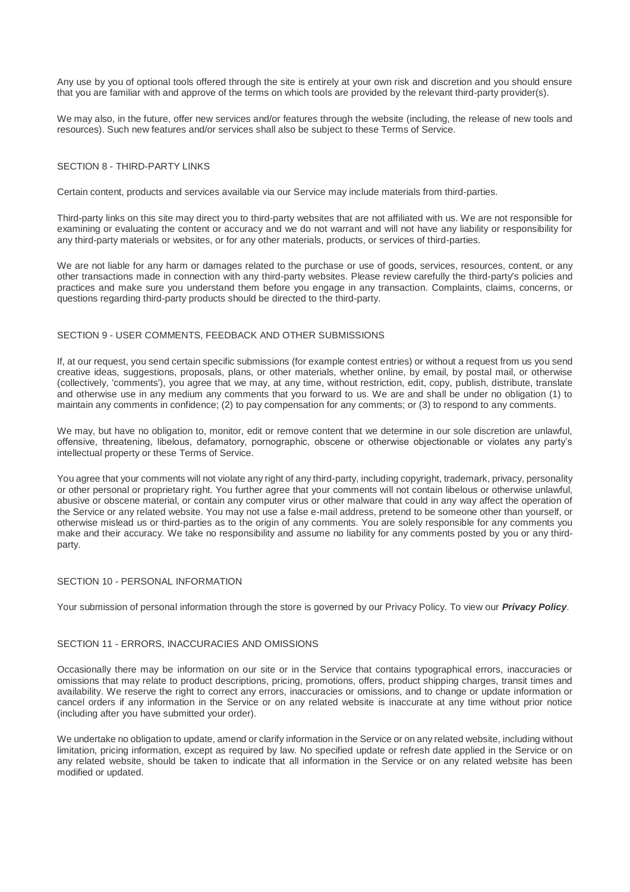Any use by you of optional tools offered through the site is entirely at your own risk and discretion and you should ensure that you are familiar with and approve of the terms on which tools are provided by the relevant third-party provider(s).

We may also, in the future, offer new services and/or features through the website (including, the release of new tools and resources). Such new features and/or services shall also be subject to these Terms of Service.

## SECTION 8 - THIRD-PARTY LINKS

Certain content, products and services available via our Service may include materials from third-parties.

Third-party links on this site may direct you to third-party websites that are not affiliated with us. We are not responsible for examining or evaluating the content or accuracy and we do not warrant and will not have any liability or responsibility for any third-party materials or websites, or for any other materials, products, or services of third-parties.

We are not liable for any harm or damages related to the purchase or use of goods, services, resources, content, or any other transactions made in connection with any third-party websites. Please review carefully the third-party's policies and practices and make sure you understand them before you engage in any transaction. Complaints, claims, concerns, or questions regarding third-party products should be directed to the third-party.

## SECTION 9 - USER COMMENTS, FEEDBACK AND OTHER SUBMISSIONS

If, at our request, you send certain specific submissions (for example contest entries) or without a request from us you send creative ideas, suggestions, proposals, plans, or other materials, whether online, by email, by postal mail, or otherwise (collectively, 'comments'), you agree that we may, at any time, without restriction, edit, copy, publish, distribute, translate and otherwise use in any medium any comments that you forward to us. We are and shall be under no obligation (1) to maintain any comments in confidence; (2) to pay compensation for any comments; or (3) to respond to any comments.

We may, but have no obligation to, monitor, edit or remove content that we determine in our sole discretion are unlawful, offensive, threatening, libelous, defamatory, pornographic, obscene or otherwise objectionable or violates any party's intellectual property or these Terms of Service.

You agree that your comments will not violate any right of any third-party, including copyright, trademark, privacy, personality or other personal or proprietary right. You further agree that your comments will not contain libelous or otherwise unlawful, abusive or obscene material, or contain any computer virus or other malware that could in any way affect the operation of the Service or any related website. You may not use a false e-mail address, pretend to be someone other than yourself, or otherwise mislead us or third-parties as to the origin of any comments. You are solely responsible for any comments you make and their accuracy. We take no responsibility and assume no liability for any comments posted by you or any third-party.

## SECTION 10 - PERSONAL INFORMATION

Your submission of personal information through the store is governed by our Privacy Policy. To view our ***Privacy Policy***.

## SECTION 11 - ERRORS, INACCURACIES AND OMISSIONS

Occasionally there may be information on our site or in the Service that contains typographical errors, inaccuracies or omissions that may relate to product descriptions, pricing, promotions, offers, product shipping charges, transit times and availability. We reserve the right to correct any errors, inaccuracies or omissions, and to change or update information or cancel orders if any information in the Service or on any related website is inaccurate at any time without prior notice (including after you have submitted your order).

We undertake no obligation to update, amend or clarify information in the Service or on any related website, including without limitation, pricing information, except as required by law. No specified update or refresh date applied in the Service or on any related website, should be taken to indicate that all information in the Service or on any related website has been modified or updated.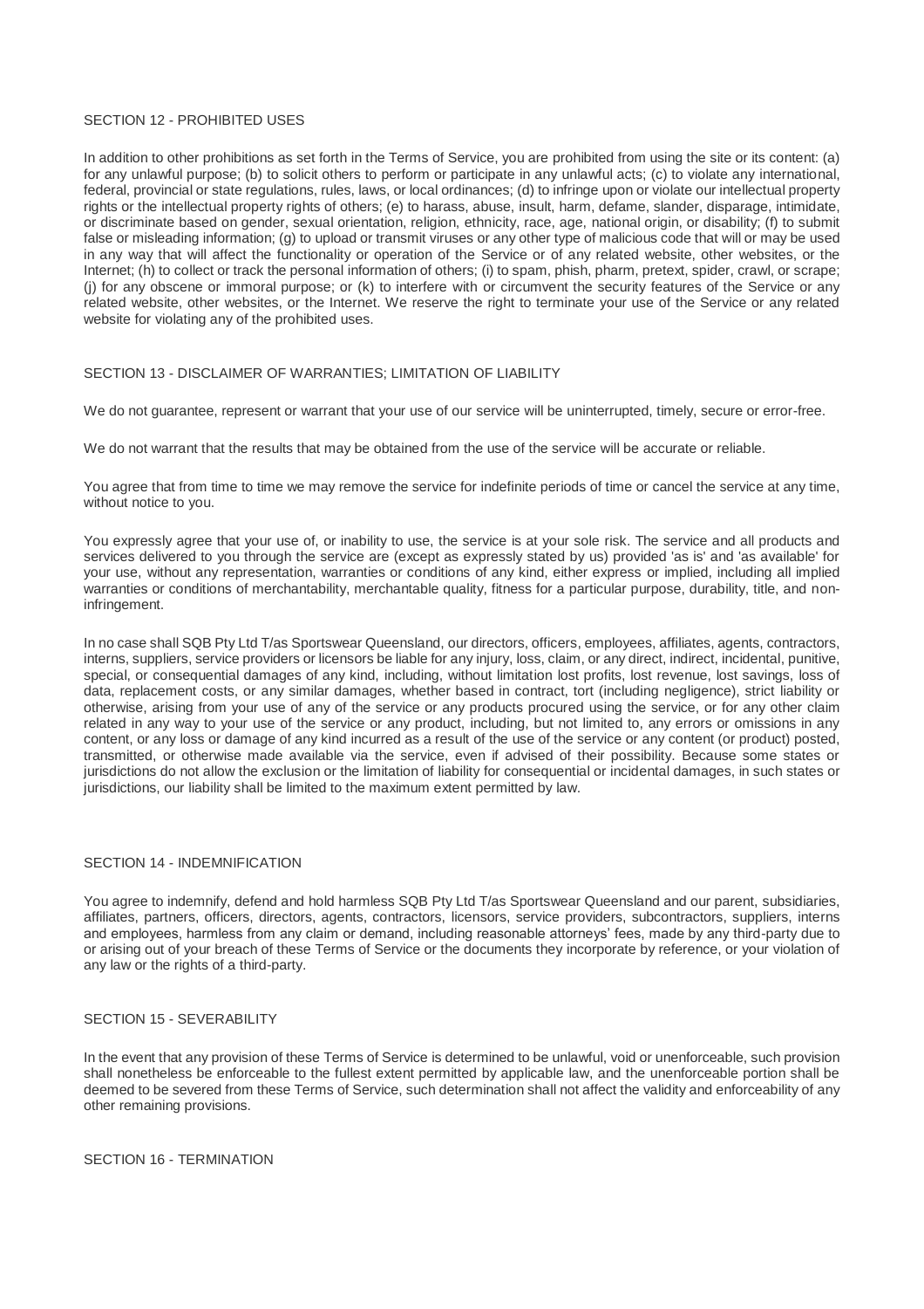## SECTION 12 - PROHIBITED USES

In addition to other prohibitions as set forth in the Terms of Service, you are prohibited from using the site or its content: (a) for any unlawful purpose; (b) to solicit others to perform or participate in any unlawful acts; (c) to violate any international, federal, provincial or state regulations, rules, laws, or local ordinances; (d) to infringe upon or violate our intellectual property rights or the intellectual property rights of others; (e) to harass, abuse, insult, harm, defame, slander, disparage, intimidate, or discriminate based on gender, sexual orientation, religion, ethnicity, race, age, national origin, or disability; (f) to submit false or misleading information; (g) to upload or transmit viruses or any other type of malicious code that will or may be used in any way that will affect the functionality or operation of the Service or of any related website, other websites, or the Internet; (h) to collect or track the personal information of others; (i) to spam, phish, pharm, pretext, spider, crawl, or scrape; (j) for any obscene or immoral purpose; or (k) to interfere with or circumvent the security features of the Service or any related website, other websites, or the Internet. We reserve the right to terminate your use of the Service or any related website for violating any of the prohibited uses.

## SECTION 13 - DISCLAIMER OF WARRANTIES; LIMITATION OF LIABILITY

We do not guarantee, represent or warrant that your use of our service will be uninterrupted, timely, secure or error-free.

We do not warrant that the results that may be obtained from the use of the service will be accurate or reliable.

You agree that from time to time we may remove the service for indefinite periods of time or cancel the service at any time, without notice to you.

You expressly agree that your use of, or inability to use, the service is at your sole risk. The service and all products and services delivered to you through the service are (except as expressly stated by us) provided 'as is' and 'as available' for your use, without any representation, warranties or conditions of any kind, either express or implied, including all implied warranties or conditions of merchantability, merchantable quality, fitness for a particular purpose, durability, title, and non-infringement.

In no case shall SQB Pty Ltd T/as Sportswear Queensland, our directors, officers, employees, affiliates, agents, contractors, interns, suppliers, service providers or licensors be liable for any injury, loss, claim, or any direct, indirect, incidental, punitive, special, or consequential damages of any kind, including, without limitation lost profits, lost revenue, lost savings, loss of data, replacement costs, or any similar damages, whether based in contract, tort (including negligence), strict liability or otherwise, arising from your use of any of the service or any products procured using the service, or for any other claim related in any way to your use of the service or any product, including, but not limited to, any errors or omissions in any content, or any loss or damage of any kind incurred as a result of the use of the service or any content (or product) posted, transmitted, or otherwise made available via the service, even if advised of their possibility. Because some states or jurisdictions do not allow the exclusion or the limitation of liability for consequential or incidental damages, in such states or jurisdictions, our liability shall be limited to the maximum extent permitted by law.

## SECTION 14 - INDEMNIFICATION

You agree to indemnify, defend and hold harmless SQB Pty Ltd T/as Sportswear Queensland and our parent, subsidiaries, affiliates, partners, officers, directors, agents, contractors, licensors, service providers, subcontractors, suppliers, interns and employees, harmless from any claim or demand, including reasonable attorneys' fees, made by any third-party due to or arising out of your breach of these Terms of Service or the documents they incorporate by reference, or your violation of any law or the rights of a third-party.

## SECTION 15 - SEVERABILITY

In the event that any provision of these Terms of Service is determined to be unlawful, void or unenforceable, such provision shall nonetheless be enforceable to the fullest extent permitted by applicable law, and the unenforceable portion shall be deemed to be severed from these Terms of Service, such determination shall not affect the validity and enforceability of any other remaining provisions.

## SECTION 16 - TERMINATION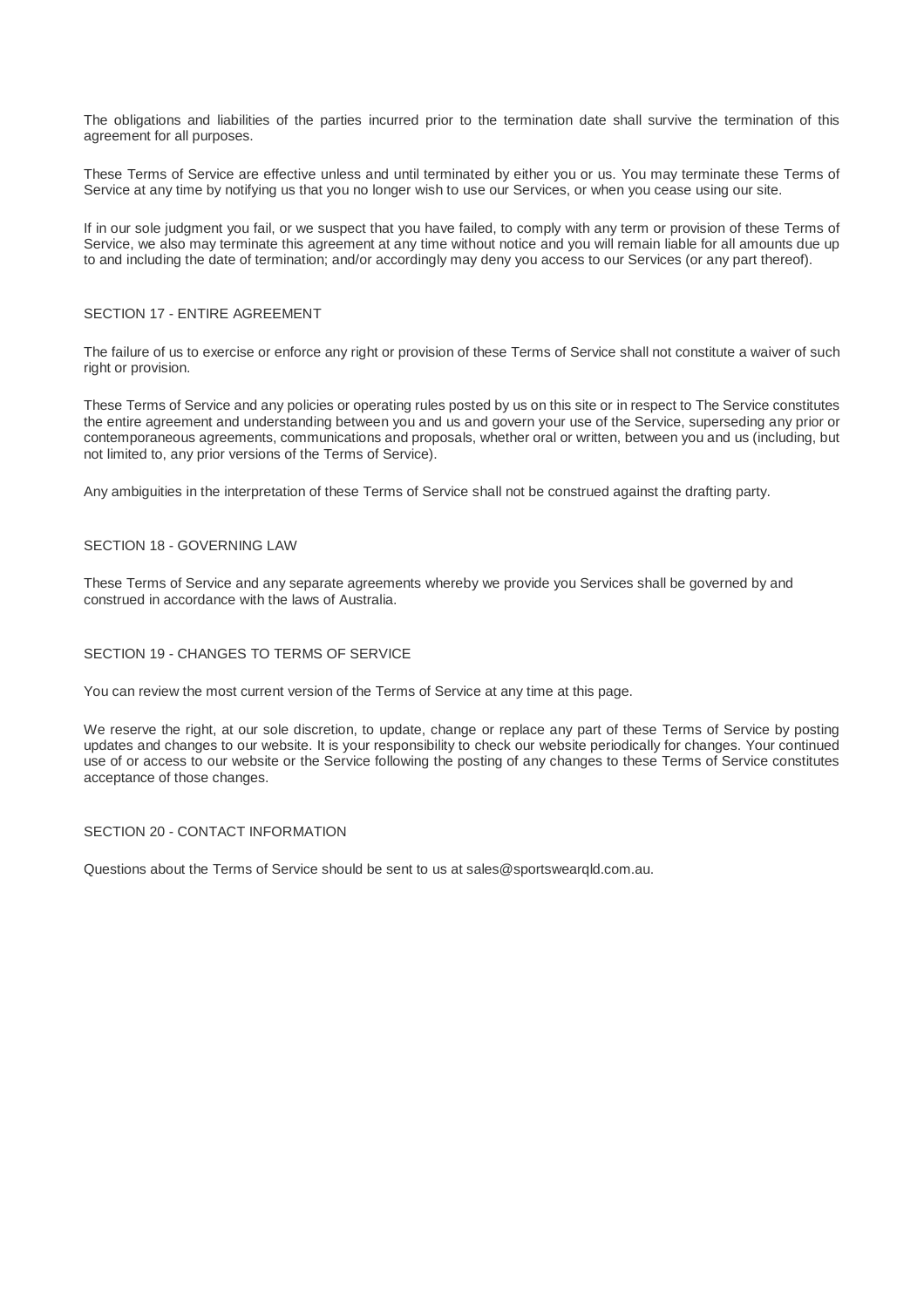The obligations and liabilities of the parties incurred prior to the termination date shall survive the termination of this agreement for all purposes.

These Terms of Service are effective unless and until terminated by either you or us. You may terminate these Terms of Service at any time by notifying us that you no longer wish to use our Services, or when you cease using our site.

If in our sole judgment you fail, or we suspect that you have failed, to comply with any term or provision of these Terms of Service, we also may terminate this agreement at any time without notice and you will remain liable for all amounts due up to and including the date of termination; and/or accordingly may deny you access to our Services (or any part thereof).

## SECTION 17 - ENTIRE AGREEMENT

The failure of us to exercise or enforce any right or provision of these Terms of Service shall not constitute a waiver of such right or provision.

These Terms of Service and any policies or operating rules posted by us on this site or in respect to The Service constitutes the entire agreement and understanding between you and us and govern your use of the Service, superseding any prior or contemporaneous agreements, communications and proposals, whether oral or written, between you and us (including, but not limited to, any prior versions of the Terms of Service).

Any ambiguities in the interpretation of these Terms of Service shall not be construed against the drafting party.

## SECTION 18 - GOVERNING LAW

These Terms of Service and any separate agreements whereby we provide you Services shall be governed by and construed in accordance with the laws of Australia.

## SECTION 19 - CHANGES TO TERMS OF SERVICE

You can review the most current version of the Terms of Service at any time at this page.

We reserve the right, at our sole discretion, to update, change or replace any part of these Terms of Service by posting updates and changes to our website. It is your responsibility to check our website periodically for changes. Your continued use of or access to our website or the Service following the posting of any changes to these Terms of Service constitutes acceptance of those changes.

## SECTION 20 - CONTACT INFORMATION

Questions about the Terms of Service should be sent to us at sales@sportswearqld.com.au.